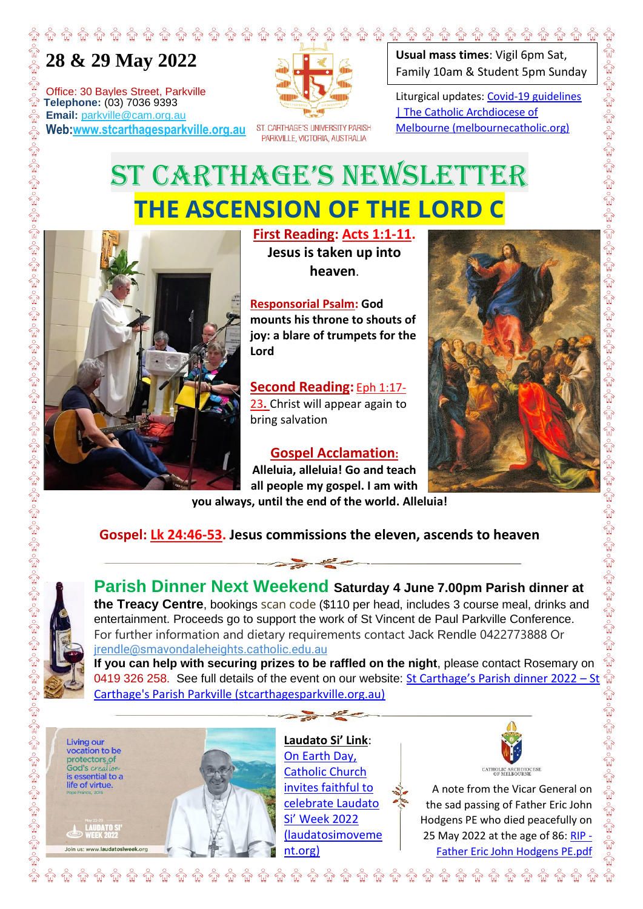# 28 & 29 May 2022

Office: 30 Bayles Street, Parkville
**Telephone:** (03) 7036 9393
**Email:** parkville@cam.org.au
**Web:** www.stcarthagesparkville.org.au

ST. CARTHAGE'S UNIVERSITY PARISH
PARKVILLE, VICTORIA, AUSTRALIA

**Usual mass times**: Vigil 6pm Sat, Family 10am & Student 5pm Sunday

Liturgical updates: Covid-19 guidelines | The Catholic Archdiocese of Melbourne (melbournecatholic.org)

# ST CARTHAGE'S NEWSLETTER

## THE ASCENSION OF THE LORD C

**First Reading: Acts 1:1-11. Jesus is taken up into heaven.**

**Responsorial Psalm: God mounts his throne to shouts of joy: a blare of trumpets for the Lord**

**Second Reading:** Eph 1:17-23. Christ will appear again to bring salvation

**Gospel Acclamation: Alleluia, alleluia! Go and teach all people my gospel. I am with you always, until the end of the world. Alleluia!**

**Gospel: Lk 24:46-53. Jesus commissions the eleven, ascends to heaven**

---

## Parish Dinner Next Weekend

**Saturday 4 June 7.00pm Parish dinner at the Treacy Centre**, bookings scan code ($110 per head, includes 3 course meal, drinks and entertainment. Proceeds go to support the work of St Vincent de Paul Parkville Conference. For further information and dietary requirements contact Jack Rendle 0422773888 Or jrendle@smavondaleheights.catholic.edu.au

**If you can help with securing prizes to be raffled on the night**, please contact Rosemary on 0419 326 258. See full details of the event on our website: St Carthage's Parish dinner 2022 – St Carthage's Parish Parkville (stcarthagesparkville.org.au)

---

Living our vocation to be protectors of God's creation is essential to a life of virtue. Pope Francis, 2015

May 22-29 LAUDATO SI' WEEK 2022

Join us: www.laudatosiweek.org

**Laudato Si' Link**: On Earth Day, Catholic Church invites faithful to celebrate Laudato Si' Week 2022 (laudatosimovement.org)

CATHOLIC ARCHDIOCESE OF MELBOURNE

A note from the Vicar General on the sad passing of Father Eric John Hodgens PE who died peacefully on 25 May 2022 at the age of 86: RIP - Father Eric John Hodgens PE.pdf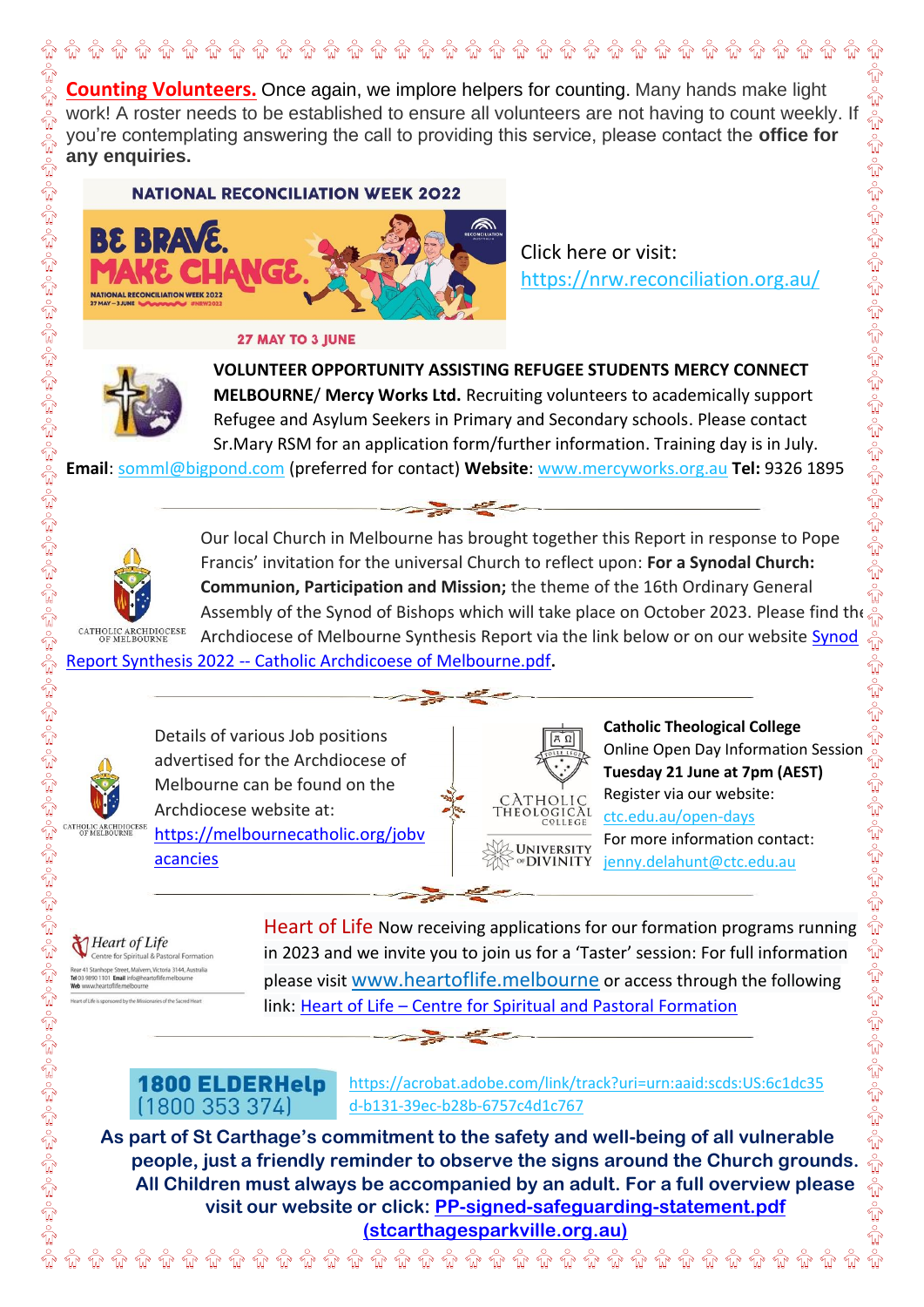**Counting Volunteers.** Once again, we implore helpers for counting. Many hands make light work! A roster needs to be established to ensure all volunteers are not having to count weekly. If you're contemplating answering the call to providing this service, please contact the **office for any enquiries.**

NATIONAL RECONCILIATION WEEK 2022

BE BRAVE. MAKE CHANGE.

NATIONAL RECONCILIATION WEEK 2022
27 MAY – 3 JUNE #NRW2022

27 MAY TO 3 JUNE

Click here or visit: https://nrw.reconciliation.org.au/

**VOLUNTEER OPPORTUNITY ASSISTING REFUGEE STUDENTS MERCY CONNECT MELBOURNE/ Mercy Works Ltd.** Recruiting volunteers to academically support Refugee and Asylum Seekers in Primary and Secondary schools. Please contact Sr.Mary RSM for an application form/further information. Training day is in July. **Email**: somml@bigpond.com (preferred for contact) **Website**: www.mercyworks.org.au **Tel:** 9326 1895

---

Our local Church in Melbourne has brought together this Report in response to Pope Francis' invitation for the universal Church to reflect upon: **For a Synodal Church: Communion, Participation and Mission;** the theme of the 16th Ordinary General Assembly of the Synod of Bishops which will take place on October 2023. Please find the Archdiocese of Melbourne Synthesis Report via the link below or on our website Synod Report Synthesis 2022 -- Catholic Archdicoese of Melbourne.pdf**.**

CATHOLIC ARCHDIOCESE OF MELBOURNE

---

Details of various Job positions advertised for the Archdiocese of Melbourne can be found on the Archdiocese website at: https://melbournecatholic.org/jobvacancies

CATHOLIC ARCHDIOCESE OF MELBOURNE

**Catholic Theological College**
Online Open Day Information Session
**Tuesday 21 June at 7pm (AEST)**
Register via our website: ctc.edu.au/open-days
For more information contact: jenny.delahunt@ctc.edu.au

CATHOLIC THEOLOGICAL COLLEGE
UNIVERSITY OF DIVINITY

---

Heart of Life
Centre for Spiritual & Pastoral Formation
Rear 41 Stanhope Street, Malvern, Victoria 3144, Australia
Tel 03 9890 1101 Email info@heartoflife.melbourne
Web www.heartoflife.melbourne
Heart of Life is sponsored by the Missionaries of the Sacred Heart

Heart of Life Now receiving applications for our formation programs running in 2023 and we invite you to join us for a 'Taster' session: For full information please visit www.heartoflife.melbourne or access through the following link: Heart of Life – Centre for Spiritual and Pastoral Formation

---

**1800 ELDERHelp** (1800 353 374)

https://acrobat.adobe.com/link/track?uri=urn:aaid:scds:US:6c1dc35d-b131-39ec-b28b-6757c4d1c767

**As part of St Carthage's commitment to the safety and well-being of all vulnerable people, just a friendly reminder to observe the signs around the Church grounds. All Children must always be accompanied by an adult. For a full overview please visit our website or click: PP-signed-safeguarding-statement.pdf (stcarthagesparkville.org.au)**